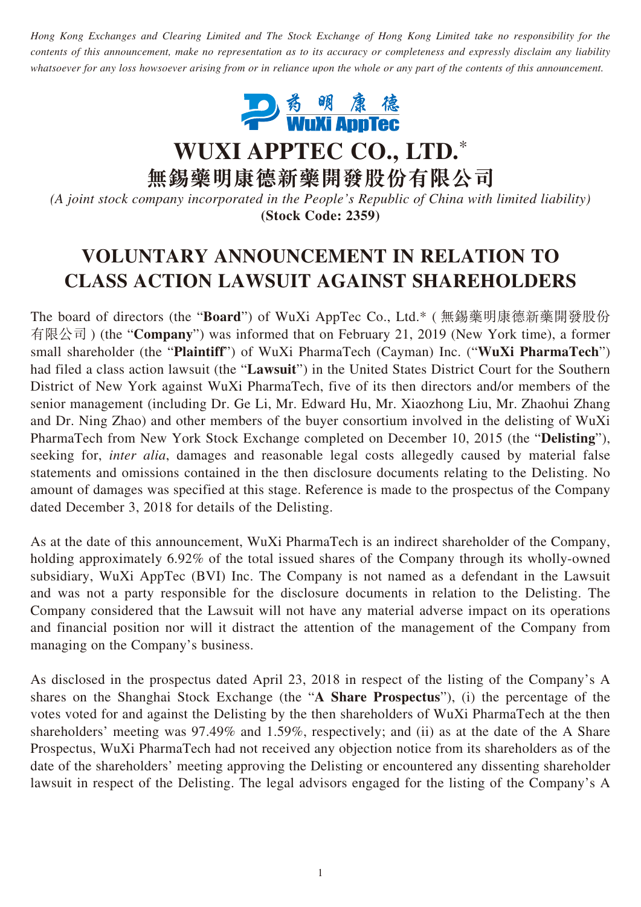*Hong Kong Exchanges and Clearing Limited and The Stock Exchange of Hong Kong Limited take no responsibility for the contents of this announcement, make no representation as to its accuracy or completeness and expressly disclaim any liability whatsoever for any loss howsoever arising from or in reliance upon the whole or any part of the contents of this announcement.*

# WUXI APPTEC CO., LTD.*

# 無錫藥明康德新藥開發股份有限公司

*(A joint stock company incorporated in the People's Republic of China with limited liability)*

**(Stock Code: 2359)**

# VOLUNTARY ANNOUNCEMENT IN RELATION TO CLASS ACTION LAWSUIT AGAINST SHAREHOLDERS

The board of directors (the "**Board**") of WuXi AppTec Co., Ltd.* (無錫藥明康德新藥開發股份有限公司) (the "**Company**") was informed that on February 21, 2019 (New York time), a former small shareholder (the "**Plaintiff**") of WuXi PharmaTech (Cayman) Inc. ("**WuXi PharmaTech**") had filed a class action lawsuit (the "**Lawsuit**") in the United States District Court for the Southern District of New York against WuXi PharmaTech, five of its then directors and/or members of the senior management (including Dr. Ge Li, Mr. Edward Hu, Mr. Xiaozhong Liu, Mr. Zhaohui Zhang and Dr. Ning Zhao) and other members of the buyer consortium involved in the delisting of WuXi PharmaTech from New York Stock Exchange completed on December 10, 2015 (the "**Delisting**"), seeking for, *inter alia*, damages and reasonable legal costs allegedly caused by material false statements and omissions contained in the then disclosure documents relating to the Delisting. No amount of damages was specified at this stage. Reference is made to the prospectus of the Company dated December 3, 2018 for details of the Delisting.

As at the date of this announcement, WuXi PharmaTech is an indirect shareholder of the Company, holding approximately 6.92% of the total issued shares of the Company through its wholly-owned subsidiary, WuXi AppTec (BVI) Inc. The Company is not named as a defendant in the Lawsuit and was not a party responsible for the disclosure documents in relation to the Delisting. The Company considered that the Lawsuit will not have any material adverse impact on its operations and financial position nor will it distract the attention of the management of the Company from managing on the Company's business.

As disclosed in the prospectus dated April 23, 2018 in respect of the listing of the Company's A shares on the Shanghai Stock Exchange (the "**A Share Prospectus**"), (i) the percentage of the votes voted for and against the Delisting by the then shareholders of WuXi PharmaTech at the then shareholders' meeting was 97.49% and 1.59%, respectively; and (ii) as at the date of the A Share Prospectus, WuXi PharmaTech had not received any objection notice from its shareholders as of the date of the shareholders' meeting approving the Delisting or encountered any dissenting shareholder lawsuit in respect of the Delisting. The legal advisors engaged for the listing of the Company's A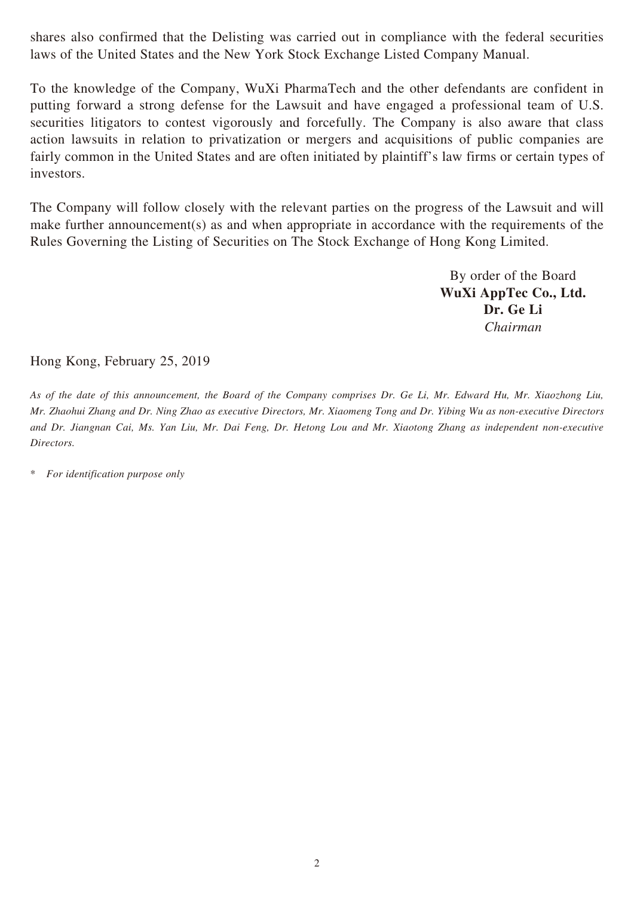shares also confirmed that the Delisting was carried out in compliance with the federal securities laws of the United States and the New York Stock Exchange Listed Company Manual.

To the knowledge of the Company, WuXi PharmaTech and the other defendants are confident in putting forward a strong defense for the Lawsuit and have engaged a professional team of U.S. securities litigators to contest vigorously and forcefully. The Company is also aware that class action lawsuits in relation to privatization or mergers and acquisitions of public companies are fairly common in the United States and are often initiated by plaintiff's law firms or certain types of investors.

The Company will follow closely with the relevant parties on the progress of the Lawsuit and will make further announcement(s) as and when appropriate in accordance with the requirements of the Rules Governing the Listing of Securities on The Stock Exchange of Hong Kong Limited.

By order of the Board
**WuXi AppTec Co., Ltd.**
**Dr. Ge Li**
*Chairman*

Hong Kong, February 25, 2019

*As of the date of this announcement, the Board of the Company comprises Dr. Ge Li, Mr. Edward Hu, Mr. Xiaozhong Liu, Mr. Zhaohui Zhang and Dr. Ning Zhao as executive Directors, Mr. Xiaomeng Tong and Dr. Yibing Wu as non-executive Directors and Dr. Jiangnan Cai, Ms. Yan Liu, Mr. Dai Feng, Dr. Hetong Lou and Mr. Xiaotong Zhang as independent non-executive Directors.*

\* *For identification purpose only*